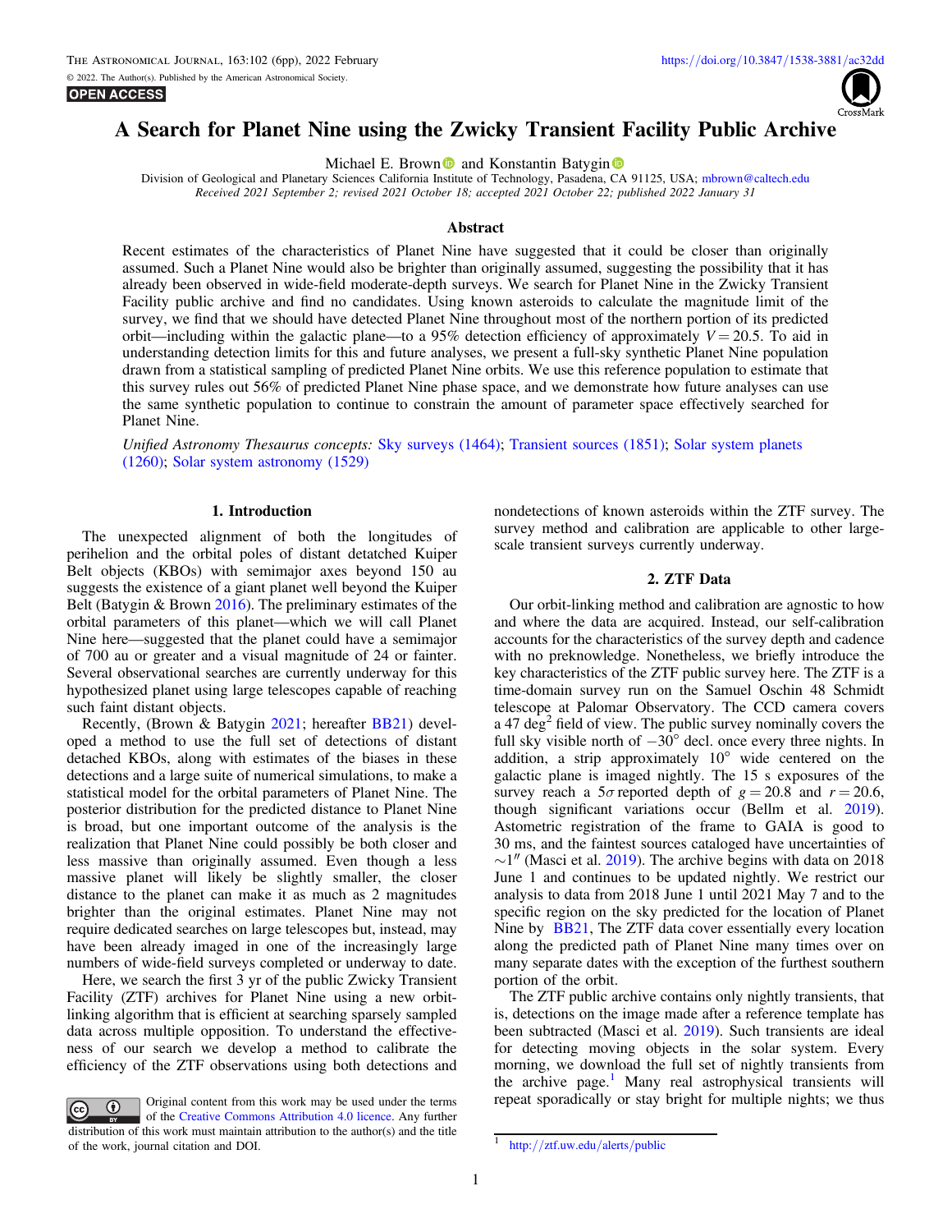# A Search for Planet Nine using the Zwicky Transient Facility Public Archive

Michael E. Brown and Konstantin Batygin

Division of Geological and Planetary Sciences California Institute of Technology, Pasadena, CA 91125, USA; mbrown@caltech.edu

*Received 2021 September 2; revised 2021 October 18; accepted 2021 October 22; published 2022 January 31*

## Abstract

Recent estimates of the characteristics of Planet Nine have suggested that it could be closer than originally assumed. Such a Planet Nine would also be brighter than originally assumed, suggesting the possibility that it has already been observed in wide-field moderate-depth surveys. We search for Planet Nine in the Zwicky Transient Facility public archive and find no candidates. Using known asteroids to calculate the magnitude limit of the survey, we find that we should have detected Planet Nine throughout most of the northern portion of its predicted orbit—including within the galactic plane—to a 95% detection efficiency of approximately $V = 20.5$. To aid in understanding detection limits for this and future analyses, we present a full-sky synthetic Planet Nine population drawn from a statistical sampling of predicted Planet Nine orbits. We use this reference population to estimate that this survey rules out 56% of predicted Planet Nine phase space, and we demonstrate how future analyses can use the same synthetic population to continue to constrain the amount of parameter space effectively searched for Planet Nine.

*Unified Astronomy Thesaurus concepts:* Sky surveys (1464); Transient sources (1851); Solar system planets (1260); Solar system astronomy (1529)

## 1. Introduction

The unexpected alignment of both the longitudes of perihelion and the orbital poles of distant detatched Kuiper Belt objects (KBOs) with semimajor axes beyond 150 au suggests the existence of a giant planet well beyond the Kuiper Belt (Batygin & Brown 2016). The preliminary estimates of the orbital parameters of this planet—which we will call Planet Nine here—suggested that the planet could have a semimajor of 700 au or greater and a visual magnitude of 24 or fainter. Several observational searches are currently underway for this hypothesized planet using large telescopes capable of reaching such faint distant objects.

Recently, (Brown & Batygin 2021; hereafter BB21) developed a method to use the full set of detections of distant detached KBOs, along with estimates of the biases in these detections and a large suite of numerical simulations, to make a statistical model for the orbital parameters of Planet Nine. The posterior distribution for the predicted distance to Planet Nine is broad, but one important outcome of the analysis is the realization that Planet Nine could possibly be both closer and less massive than originally assumed. Even though a less massive planet will likely be slightly smaller, the closer distance to the planet can make it as much as 2 magnitudes brighter than the original estimates. Planet Nine may not require dedicated searches on large telescopes but, instead, may have been already imaged in one of the increasingly large numbers of wide-field surveys completed or underway to date.

Here, we search the first 3 yr of the public Zwicky Transient Facility (ZTF) archives for Planet Nine using a new orbit-linking algorithm that is efficient at searching sparsely sampled data across multiple opposition. To understand the effectiveness of our search we develop a method to calibrate the efficiency of the ZTF observations using both detections and nondetections of known asteroids within the ZTF survey. The survey method and calibration are applicable to other large-scale transient surveys currently underway.

## 2. ZTF Data

Our orbit-linking method and calibration are agnostic to how and where the data are acquired. Instead, our self-calibration accounts for the characteristics of the survey depth and cadence with no preknowledge. Nonetheless, we briefly introduce the key characteristics of the ZTF public survey here. The ZTF is a time-domain survey run on the Samuel Oschin 48 Schmidt telescope at Palomar Observatory. The CCD camera covers a 47 deg$^2$ field of view. The public survey nominally covers the full sky visible north of $-30°$ decl. once every three nights. In addition, a strip approximately $10°$ wide centered on the galactic plane is imaged nightly. The 15 s exposures of the survey reach a $5\sigma$ reported depth of $g = 20.8$ and $r = 20.6$, though significant variations occur (Bellm et al. 2019). Astometric registration of the frame to GAIA is good to 30 ms, and the faintest sources cataloged have uncertainties of $\sim 1''$ (Masci et al. 2019). The archive begins with data on 2018 June 1 and continues to be updated nightly. We restrict our analysis to data from 2018 June 1 until 2021 May 7 and to the specific region on the sky predicted for the location of Planet Nine by BB21, The ZTF data cover essentially every location along the predicted path of Planet Nine many times over on many separate dates with the exception of the furthest southern portion of the orbit.

The ZTF public archive contains only nightly transients, that is, detections on the image made after a reference template has been subtracted (Masci et al. 2019). Such transients are ideal for detecting moving objects in the solar system. Every morning, we download the full set of nightly transients from the archive page.[1] Many real astrophysical transients will repeat sporadically or stay bright for multiple nights; we thus

[1] http://ztf.uw.edu/alerts/public

Original content from this work may be used under the terms of the Creative Commons Attribution 4.0 licence. Any further distribution of this work must maintain attribution to the author(s) and the title of the work, journal citation and DOI.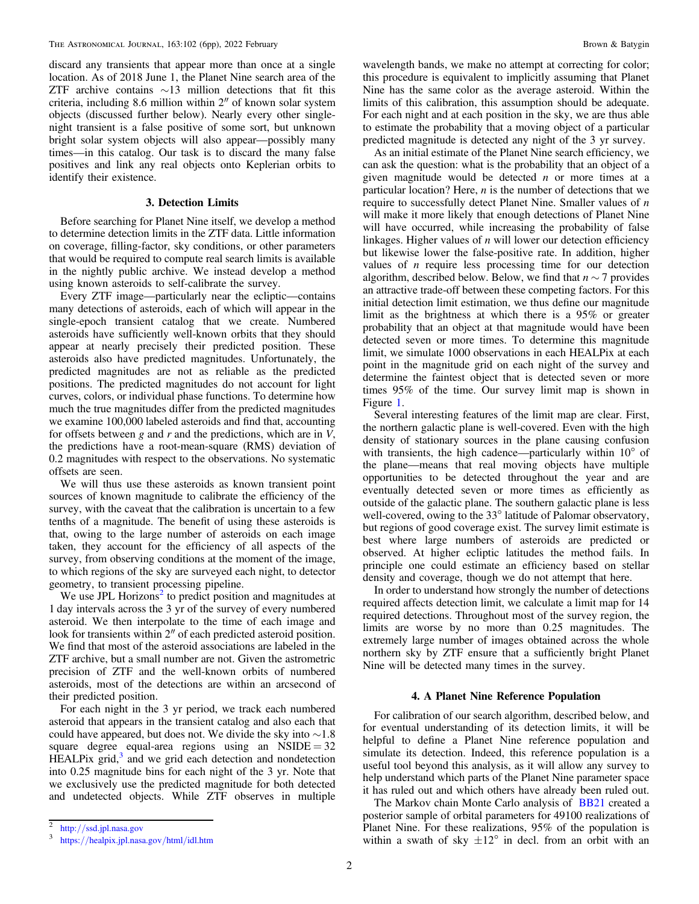discard any transients that appear more than once at a single location. As of 2018 June 1, the Planet Nine search area of the ZTF archive contains ∼13 million detections that fit this criteria, including 8.6 million within 2″ of known solar system objects (discussed further below). Nearly every other single-night transient is a false positive of some sort, but unknown bright solar system objects will also appear—possibly many times—in this catalog. Our task is to discard the many false positives and link any real objects onto Keplerian orbits to identify their existence.

## 3. Detection Limits

Before searching for Planet Nine itself, we develop a method to determine detection limits in the ZTF data. Little information on coverage, filling-factor, sky conditions, or other parameters that would be required to compute real search limits is available in the nightly public archive. We instead develop a method using known asteroids to self-calibrate the survey.

Every ZTF image—particularly near the ecliptic—contains many detections of asteroids, each of which will appear in the single-epoch transient catalog that we create. Numbered asteroids have sufficiently well-known orbits that they should appear at nearly precisely their predicted position. These asteroids also have predicted magnitudes. Unfortunately, the predicted magnitudes are not as reliable as the predicted positions. The predicted magnitudes do not account for light curves, colors, or individual phase functions. To determine how much the true magnitudes differ from the predicted magnitudes we examine 100,000 labeled asteroids and find that, accounting for offsets between $g$ and $r$ and the predictions, which are in $V$, the predictions have a root-mean-square (RMS) deviation of 0.2 magnitudes with respect to the observations. No systematic offsets are seen.

We will thus use these asteroids as known transient point sources of known magnitude to calibrate the efficiency of the survey, with the caveat that the calibration is uncertain to a few tenths of a magnitude. The benefit of using these asteroids is that, owing to the large number of asteroids on each image taken, they account for the efficiency of all aspects of the survey, from observing conditions at the moment of the image, to which regions of the sky are surveyed each night, to detector geometry, to transient processing pipeline.

We use JPL Horizons[2] to predict position and magnitudes at 1 day intervals across the 3 yr of the survey of every numbered asteroid. We then interpolate to the time of each image and look for transients within 2″ of each predicted asteroid position. We find that most of the asteroid associations are labeled in the ZTF archive, but a small number are not. Given the astrometric precision of ZTF and the well-known orbits of numbered asteroids, most of the detections are within an arcsecond of their predicted position.

For each night in the 3 yr period, we track each numbered asteroid that appears in the transient catalog and also each that could have appeared, but does not. We divide the sky into ∼1.8 square degree equal-area regions using an NSIDE = 32 HEALPix grid,[3] and we grid each detection and nondetection into 0.25 magnitude bins for each night of the 3 yr. Note that we exclusively use the predicted magnitude for both detected and undetected objects. While ZTF observes in multiple wavelength bands, we make no attempt at correcting for color; this procedure is equivalent to implicitly assuming that Planet Nine has the same color as the average asteroid. Within the limits of this calibration, this assumption should be adequate. For each night and at each position in the sky, we are thus able to estimate the probability that a moving object of a particular predicted magnitude is detected any night of the 3 yr survey.

As an initial estimate of the Planet Nine search efficiency, we can ask the question: what is the probability that an object of a given magnitude would be detected $n$ or more times at a particular location? Here, $n$ is the number of detections that we require to successfully detect Planet Nine. Smaller values of $n$ will make it more likely that enough detections of Planet Nine will have occurred, while increasing the probability of false linkages. Higher values of $n$ will lower our detection efficiency but likewise lower the false-positive rate. In addition, higher values of $n$ require less processing time for our detection algorithm, described below. Below, we find that $n \sim 7$ provides an attractive trade-off between these competing factors. For this initial detection limit estimation, we thus define our magnitude limit as the brightness at which there is a 95% or greater probability that an object at that magnitude would have been detected seven or more times. To determine this magnitude limit, we simulate 1000 observations in each HEALPix at each point in the magnitude grid on each night of the survey and determine the faintest object that is detected seven or more times 95% of the time. Our survey limit map is shown in Figure 1.

Several interesting features of the limit map are clear. First, the northern galactic plane is well-covered. Even with the high density of stationary sources in the plane causing confusion with transients, the high cadence—particularly within 10° of the plane—means that real moving objects have multiple opportunities to be detected throughout the year and are eventually detected seven or more times as efficiently as outside of the galactic plane. The southern galactic plane is less well-covered, owing to the 33° latitude of Palomar observatory, but regions of good coverage exist. The survey limit estimate is best where large numbers of asteroids are predicted or observed. At higher ecliptic latitudes the method fails. In principle one could estimate an efficiency based on stellar density and coverage, though we do not attempt that here.

In order to understand how strongly the number of detections required affects detection limit, we calculate a limit map for 14 required detections. Throughout most of the survey region, the limits are worse by no more than 0.25 magnitudes. The extremely large number of images obtained across the whole northern sky by ZTF ensure that a sufficiently bright Planet Nine will be detected many times in the survey.

## 4. A Planet Nine Reference Population

For calibration of our search algorithm, described below, and for eventual understanding of its detection limits, it will be helpful to define a Planet Nine reference population and simulate its detection. Indeed, this reference population is a useful tool beyond this analysis, as it will allow any survey to help understand which parts of the Planet Nine parameter space it has ruled out and which others have already been ruled out.

The Markov chain Monte Carlo analysis of BB21 created a posterior sample of orbital parameters for 49100 realizations of Planet Nine. For these realizations, 95% of the population is within a swath of sky ±12° in decl. from an orbit with an

---

[2] http://ssd.jpl.nasa.gov

[3] https://healpix.jpl.nasa.gov/html/idl.htm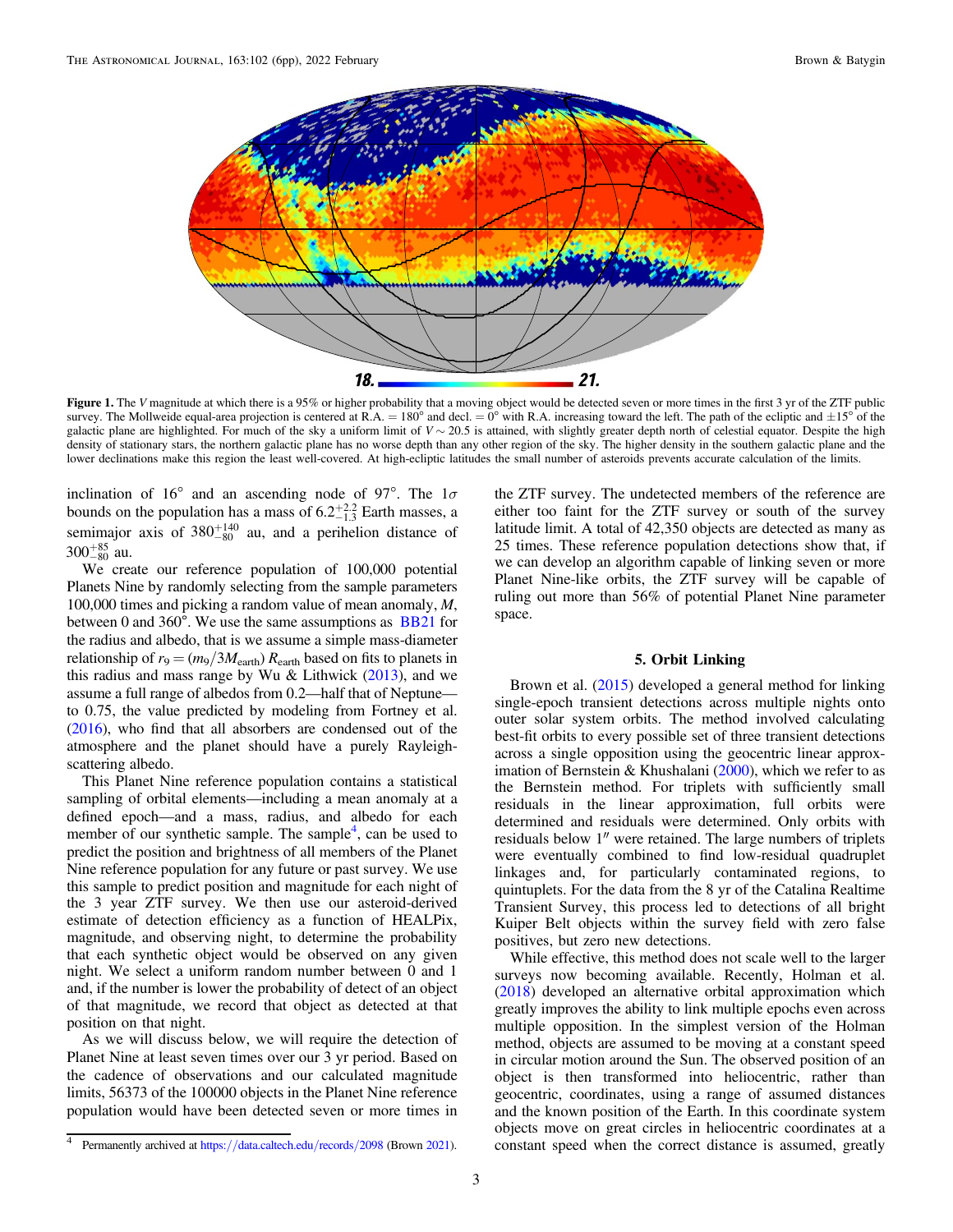**Figure 1.** The $V$ magnitude at which there is a 95% or higher probability that a moving object would be detected seven or more times in the first 3 yr of the ZTF public survey. The Mollweide equal-area projection is centered at R.A. = 180° and decl. = 0° with R.A. increasing toward the left. The path of the ecliptic and ±15° of the galactic plane are highlighted. For much of the sky a uniform limit of $V \sim 20.5$ is attained, with slightly greater depth north of celestial equator. Despite the high density of stationary stars, the northern galactic plane has no worse depth than any other region of the sky. The higher density in the southern galactic plane and the lower declinations make this region the least well-covered. At high-ecliptic latitudes the small number of asteroids prevents accurate calculation of the limits.

inclination of 16° and an ascending node of 97°. The $1\sigma$ bounds on the population has a mass of $6.2^{+2.2}_{-1.3}$ Earth masses, a semimajor axis of $380^{+140}_{-80}$ au, and a perihelion distance of $300^{+85}_{-80}$ au.

We create our reference population of 100,000 potential Planets Nine by randomly selecting from the sample parameters 100,000 times and picking a random value of mean anomaly, $M$, between 0 and 360°. We use the same assumptions as BB21 for the radius and albedo, that is we assume a simple mass-diameter relationship of $r_9 = (m_9/3M_{\rm earth})\, R_{\rm earth}$ based on fits to planets in this radius and mass range by Wu & Lithwick (2013), and we assume a full range of albedos from 0.2—half that of Neptune—to 0.75, the value predicted by modeling from Fortney et al. (2016), who find that all absorbers are condensed out of the atmosphere and the planet should have a purely Rayleigh-scattering albedo.

This Planet Nine reference population contains a statistical sampling of orbital elements—including a mean anomaly at a defined epoch—and a mass, radius, and albedo for each member of our synthetic sample. The sample[4], can be used to predict the position and brightness of all members of the Planet Nine reference population for any future or past survey. We use this sample to predict position and magnitude for each night of the 3 year ZTF survey. We then use our asteroid-derived estimate of detection efficiency as a function of HEALPix, magnitude, and observing night, to determine the probability that each synthetic object would be observed on any given night. We select a uniform random number between 0 and 1 and, if the number is lower the probability of detect of an object of that magnitude, we record that object as detected at that position on that night.

As we will discuss below, we will require the detection of Planet Nine at least seven times over our 3 yr period. Based on the cadence of observations and our calculated magnitude limits, 56373 of the 100000 objects in the Planet Nine reference population would have been detected seven or more times in the ZTF survey. The undetected members of the reference are either too faint for the ZTF survey or south of the survey latitude limit. A total of 42,350 objects are detected as many as 25 times. These reference population detections show that, if we can develop an algorithm capable of linking seven or more Planet Nine-like orbits, the ZTF survey will be capable of ruling out more than 56% of potential Planet Nine parameter space.

[4] Permanently archived at https://data.caltech.edu/records/2098 (Brown 2021).

## 5. Orbit Linking

Brown et al. (2015) developed a general method for linking single-epoch transient detections across multiple nights onto outer solar system orbits. The method involved calculating best-fit orbits to every possible set of three transient detections across a single opposition using the geocentric linear approximation of Bernstein & Khushalani (2000), which we refer to as the Bernstein method. For triplets with sufficiently small residuals in the linear approximation, full orbits were determined and residuals were determined. Only orbits with residuals below 1″ were retained. The large numbers of triplets were eventually combined to find low-residual quadruplet linkages and, for particularly contaminated regions, to quintuplets. For the data from the 8 yr of the Catalina Realtime Transient Survey, this process led to detections of all bright Kuiper Belt objects within the survey field with zero false positives, but zero new detections.

While effective, this method does not scale well to the larger surveys now becoming available. Recently, Holman et al. (2018) developed an alternative orbital approximation which greatly improves the ability to link multiple epochs even across multiple opposition. In the simplest version of the Holman method, objects are assumed to be moving at a constant speed in circular motion around the Sun. The observed position of an object is then transformed into heliocentric, rather than geocentric, coordinates, using a range of assumed distances and the known position of the Earth. In this coordinate system objects move on great circles in heliocentric coordinates at a constant speed when the correct distance is assumed, greatly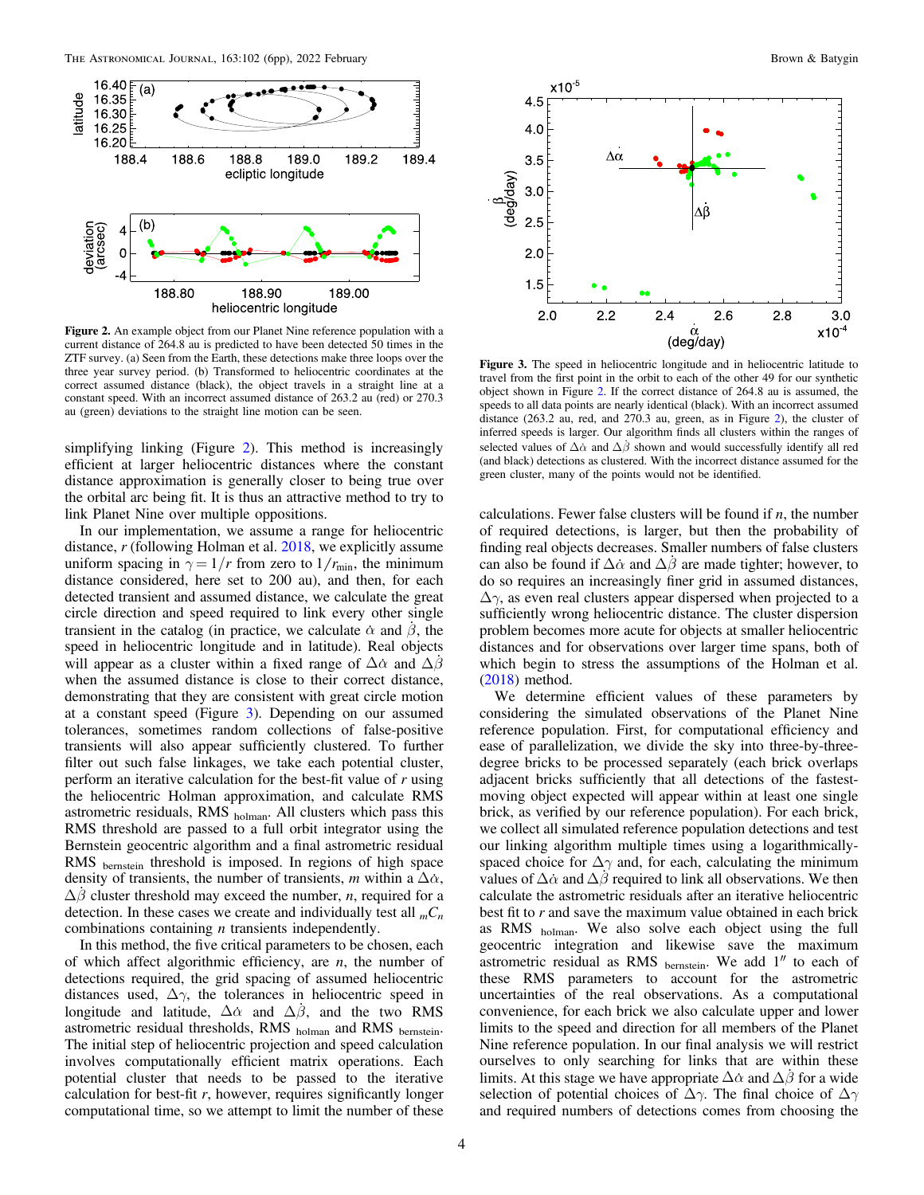**Figure 2.** An example object from our Planet Nine reference population with a current distance of 264.8 au is predicted to have been detected 50 times in the ZTF survey. (a) Seen from the Earth, these detections make three loops over the three year survey period. (b) Transformed to heliocentric coordinates at the correct assumed distance (black), the object travels in a straight line at a constant speed. With an incorrect assumed distance of 263.2 au (red) or 270.3 au (green) deviations to the straight line motion can be seen.

**Figure 3.** The speed in heliocentric longitude and in heliocentric latitude to travel from the first point in the orbit to each of the other 49 for our synthetic object shown in Figure 2. If the correct distance of 264.8 au is assumed, the speeds to all data points are nearly identical (black). With an incorrect assumed distance (263.2 au, red, and 270.3 au, green, as in Figure 2), the cluster of inferred speeds is larger. Our algorithm finds all clusters within the ranges of selected values of $\Delta\dot{\alpha}$ and $\Delta\dot{\beta}$ shown and would successfully identify all red (and black) detections as clustered. With the incorrect distance assumed for the green cluster, many of the points would not be identified.

simplifying linking (Figure 2). This method is increasingly efficient at larger heliocentric distances where the constant distance approximation is generally closer to being true over the orbital arc being fit. It is thus an attractive method to try to link Planet Nine over multiple oppositions.

In our implementation, we assume a range for heliocentric distance, $r$ (following Holman et al. 2018, we explicitly assume uniform spacing in $\gamma = 1/r$ from zero to $1/r_{\rm min}$, the minimum distance considered, here set to 200 au), and then, for each detected transient and assumed distance, we calculate the great circle direction and speed required to link every other single transient in the catalog (in practice, we calculate $\dot{\alpha}$ and $\dot{\beta}$, the speed in heliocentric longitude and in latitude). Real objects will appear as a cluster within a fixed range of $\Delta\dot{\alpha}$ and $\Delta\dot{\beta}$ when the assumed distance is close to their correct distance, demonstrating that they are consistent with great circle motion at a constant speed (Figure 3). Depending on our assumed tolerances, sometimes random collections of false-positive transients will also appear sufficiently clustered. To further filter out such false linkages, we take each potential cluster, perform an iterative calculation for the best-fit value of $r$ using the heliocentric Holman approximation, and calculate RMS astrometric residuals, RMS $_{\rm holman}$. All clusters which pass this RMS threshold are passed to a full orbit integrator using the Bernstein geocentric algorithm and a final astrometric residual RMS $_{\rm bernstein}$ threshold is imposed. In regions of high space density of transients, the number of transients, $m$ within a $\Delta\dot{\alpha}$, $\Delta\dot{\beta}$ cluster threshold may exceed the number, $n$, required for a detection. In these cases we create and individually test all $_mC_n$ combinations containing $n$ transients independently.

In this method, the five critical parameters to be chosen, each of which affect algorithmic efficiency, are $n$, the number of detections required, the grid spacing of assumed heliocentric distances used, $\Delta\gamma$, the tolerances in heliocentric speed in longitude and latitude, $\Delta\dot{\alpha}$ and $\Delta\dot{\beta}$, and the two RMS astrometric residual thresholds, RMS $_{\rm holman}$ and RMS $_{\rm bernstein}$. The initial step of heliocentric projection and speed calculation involves computationally efficient matrix operations. Each potential cluster that needs to be passed to the iterative calculation for best-fit $r$, however, requires significantly longer computational time, so we attempt to limit the number of these calculations. Fewer false clusters will be found if $n$, the number of required detections, is larger, but then the probability of finding real objects decreases. Smaller numbers of false clusters can also be found if $\Delta\dot{\alpha}$ and $\Delta\dot{\beta}$ are made tighter; however, to do so requires an increasingly finer grid in assumed distances, $\Delta\gamma$, as even real clusters appear dispersed when projected to a sufficiently wrong heliocentric distance. The cluster dispersion problem becomes more acute for objects at smaller heliocentric distances and for observations over larger time spans, both of which begin to stress the assumptions of the Holman et al. (2018) method.

We determine efficient values of these parameters by considering the simulated observations of the Planet Nine reference population. First, for computational efficiency and ease of parallelization, we divide the sky into three-by-three-degree bricks to be processed separately (each brick overlaps adjacent bricks sufficiently that all detections of the fastest-moving object expected will appear within at least one single brick, as verified by our reference population). For each brick, we collect all simulated reference population detections and test our linking algorithm multiple times using a logarithmically-spaced choice for $\Delta\gamma$ and, for each, calculating the minimum values of $\Delta\dot{\alpha}$ and $\Delta\dot{\beta}$ required to link all observations. We then calculate the astrometric residuals after an iterative heliocentric best fit to $r$ and save the maximum value obtained in each brick as RMS $_{\rm holman}$. We also solve each object using the full geocentric integration and likewise save the maximum astrometric residual as RMS $_{\rm bernstein}$. We add 1″ to each of these RMS parameters to account for the astrometric uncertainties of the real observations. As a computational convenience, for each brick we also calculate upper and lower limits to the speed and direction for all members of the Planet Nine reference population. In our final analysis we will restrict ourselves to only searching for links that are within these limits. At this stage we have appropriate $\Delta\dot{\alpha}$ and $\Delta\dot{\beta}$ for a wide selection of potential choices of $\Delta\gamma$. The final choice of $\Delta\gamma$ and required numbers of detections comes from choosing the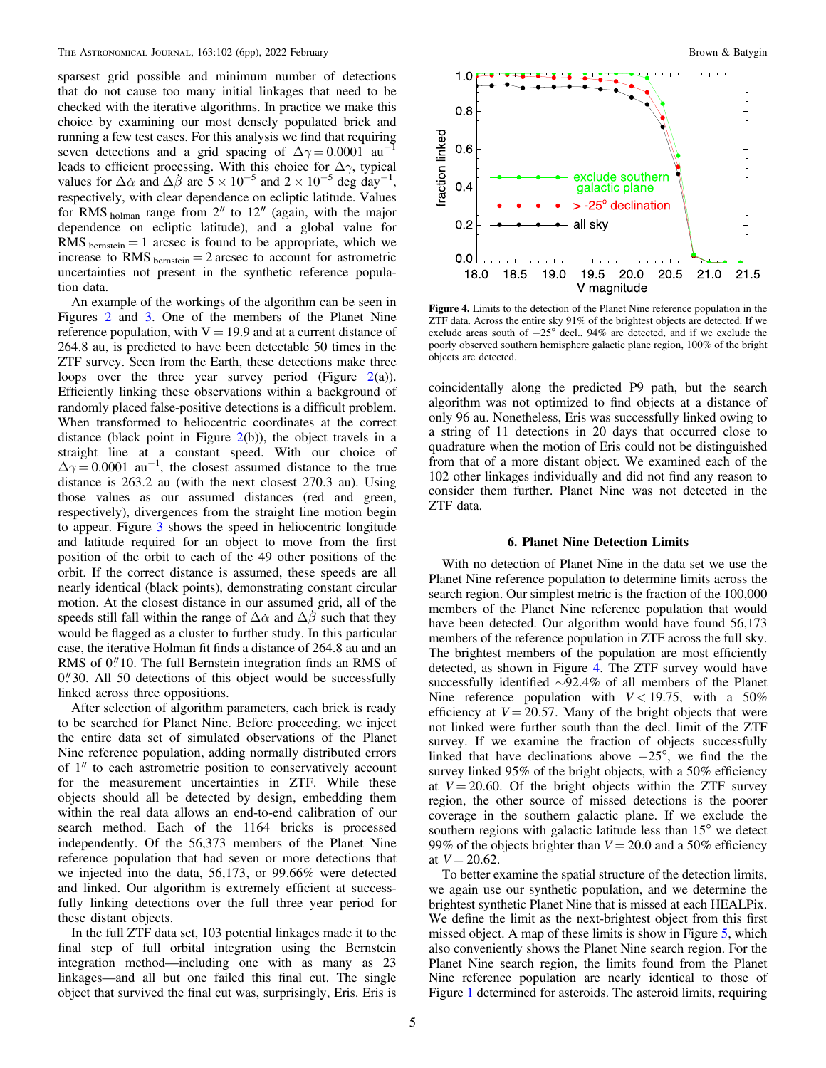sparsest grid possible and minimum number of detections that do not cause too many initial linkages that need to be checked with the iterative algorithms. In practice we make this choice by examining our most densely populated brick and running a few test cases. For this analysis we find that requiring seven detections and a grid spacing of $\Delta\gamma = 0.0001$ au$^{-1}$ leads to efficient processing. With this choice for $\Delta\gamma$, typical values for $\Delta\dot{\alpha}$ and $\Delta\dot{\beta}$ are $5 \times 10^{-5}$ and $2 \times 10^{-5}$ deg day$^{-1}$, respectively, with clear dependence on ecliptic latitude. Values for RMS$_{\rm holman}$ range from $2''$ to $12''$ (again, with the major dependence on ecliptic latitude), and a global value for RMS$_{\rm bernstein} = 1$ arcsec is found to be appropriate, which we increase to RMS$_{\rm bernstein} = 2$ arcsec to account for astrometric uncertainties not present in the synthetic reference population data.

An example of the workings of the algorithm can be seen in Figures 2 and 3. One of the members of the Planet Nine reference population, with V = 19.9 and at a current distance of 264.8 au, is predicted to have been detectable 50 times in the ZTF survey. Seen from the Earth, these detections make three loops over the three year survey period (Figure 2(a)). Efficiently linking these observations within a background of randomly placed false-positive detections is a difficult problem. When transformed to heliocentric coordinates at the correct distance (black point in Figure 2(b)), the object travels in a straight line at a constant speed. With our choice of $\Delta\gamma = 0.0001$ au$^{-1}$, the closest assumed distance to the true distance is 263.2 au (with the next closest 270.3 au). Using those values as our assumed distances (red and green, respectively), divergences from the straight line motion begin to appear. Figure 3 shows the speed in heliocentric longitude and latitude required for an object to move from the first position of the orbit to each of the 49 other positions of the orbit. If the correct distance is assumed, these speeds are all nearly identical (black points), demonstrating constant circular motion. At the closest distance in our assumed grid, all of the speeds still fall within the range of $\Delta\dot{\alpha}$ and $\Delta\dot{\beta}$ such that they would be flagged as a cluster to further study. In this particular case, the iterative Holman fit finds a distance of 264.8 au and an RMS of $0\overset{''}{.}10$. The full Bernstein integration finds an RMS of $0\overset{''}{.}30$. All 50 detections of this object would be successfully linked across three oppositions.

After selection of algorithm parameters, each brick is ready to be searched for Planet Nine. Before proceeding, we inject the entire data set of simulated observations of the Planet Nine reference population, adding normally distributed errors of $1''$ to each astrometric position to conservatively account for the measurement uncertainties in ZTF. While these objects should all be detected by design, embedding them within the real data allows an end-to-end calibration of our search method. Each of the 1164 bricks is processed independently. Of the 56,373 members of the Planet Nine reference population that had seven or more detections that we injected into the data, 56,173, or 99.66% were detected and linked. Our algorithm is extremely efficient at successfully linking detections over the full three year period for these distant objects.

In the full ZTF data set, 103 potential linkages made it to the final step of full orbital integration using the Bernstein integration method—including one with as many as 23 linkages—and all but one failed this final cut. The single object that survived the final cut was, surprisingly, Eris. Eris is coincidentally along the predicted P9 path, but the search algorithm was not optimized to find objects at a distance of only 96 au. Nonetheless, Eris was successfully linked owing to a string of 11 detections in 20 days that occurred close to quadrature when the motion of Eris could not be distinguished from that of a more distant object. We examined each of the 102 other linkages individually and did not find any reason to consider them further. Planet Nine was not detected in the ZTF data.

**Figure 4.** Limits to the detection of the Planet Nine reference population in the ZTF data. Across the entire sky 91% of the brightest objects are detected. If we exclude areas south of $-25°$ decl., 94% are detected, and if we exclude the poorly observed southern hemisphere galactic plane region, 100% of the bright objects are detected.

## 6. Planet Nine Detection Limits

With no detection of Planet Nine in the data set we use the Planet Nine reference population to determine limits across the search region. Our simplest metric is the fraction of the 100,000 members of the Planet Nine reference population that would have been detected. Our algorithm would have found 56,173 members of the reference population in ZTF across the full sky. The brightest members of the population are most efficiently detected, as shown in Figure 4. The ZTF survey would have successfully identified ~92.4% of all members of the Planet Nine reference population with $V < 19.75$, with a 50% efficiency at $V = 20.57$. Many of the bright objects that were not linked were further south than the decl. limit of the ZTF survey. If we examine the fraction of objects successfully linked that have declinations above $-25°$, we find the the survey linked 95% of the bright objects, with a 50% efficiency at $V = 20.60$. Of the bright objects within the ZTF survey region, the other source of missed detections is the poorer coverage in the southern galactic plane. If we exclude the southern regions with galactic latitude less than 15° we detect 99% of the objects brighter than $V = 20.0$ and a 50% efficiency at $V = 20.62$.

To better examine the spatial structure of the detection limits, we again use our synthetic population, and we determine the brightest synthetic Planet Nine that is missed at each HEALPix. We define the limit as the next-brightest object from this first missed object. A map of these limits is show in Figure 5, which also conveniently shows the Planet Nine search region. For the Planet Nine search region, the limits found from the Planet Nine reference population are nearly identical to those of Figure 1 determined for asteroids. The asteroid limits, requiring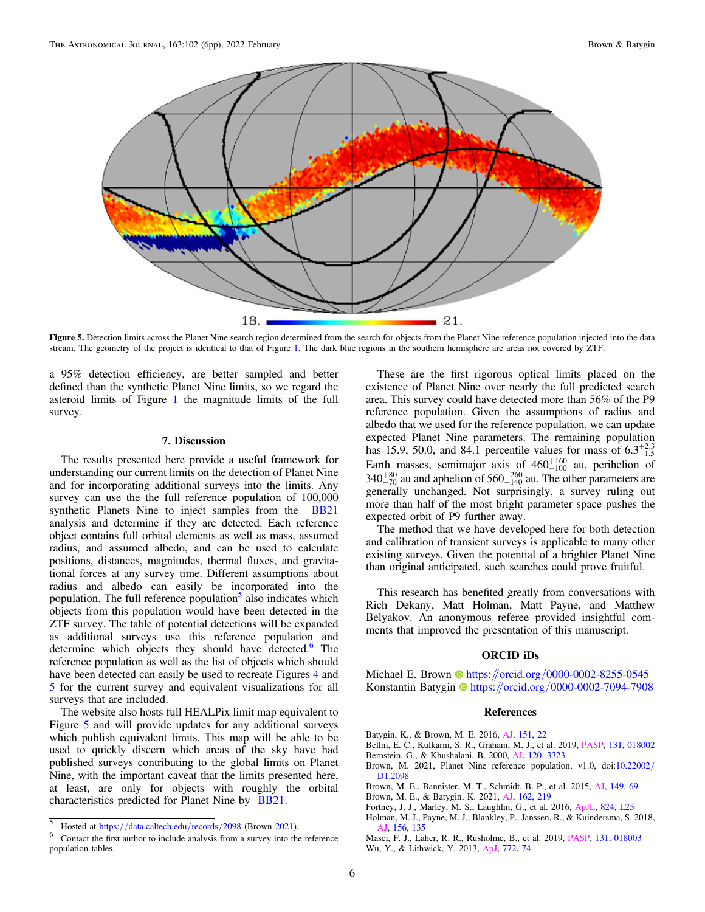18.

21.

**Figure 5.** Detection limits across the Planet Nine search region determined from the search for objects from the Planet Nine reference population injected into the data stream. The geometry of the project is identical to that of Figure 1. The dark blue regions in the southern hemisphere are areas not covered by ZTF.

a 95% detection efficiency, are better sampled and better defined than the synthetic Planet Nine limits, so we regard the asteroid limits of Figure 1 the magnitude limits of the full survey.

## 7. Discussion

The results presented here provide a useful framework for understanding our current limits on the detection of Planet Nine and for incorporating additional surveys into the limits. Any survey can use the the full reference population of 100,000 synthetic Planets Nine to inject samples from the BB21 analysis and determine if they are detected. Each reference object contains full orbital elements as well as mass, assumed radius, and assumed albedo, and can be used to calculate positions, distances, magnitudes, thermal fluxes, and gravitational forces at any survey time. Different assumptions about radius and albedo can easily be incorporated into the population. The full reference population[5] also indicates which objects from this population would have been detected in the ZTF survey. The table of potential detections will be expanded as additional surveys use this reference population and determine which objects they should have detected.[6] The reference population as well as the list of objects which should have been detected can easily be used to recreate Figures 4 and 5 for the current survey and equivalent visualizations for all surveys that are included.

The website also hosts full HEALPix limit map equivalent to Figure 5 and will provide updates for any additional surveys which publish equivalent limits. This map will be able to be used to quickly discern which areas of the sky have had published surveys contributing to the global limits on Planet Nine, with the important caveat that the limits presented here, at least, are only for objects with roughly the orbital characteristics predicted for Planet Nine by BB21.

These are the first rigorous optical limits placed on the existence of Planet Nine over nearly the full predicted search area. This survey could have detected more than 56% of the P9 reference population. Given the assumptions of radius and albedo that we used for the reference population, we can update expected Planet Nine parameters. The remaining population has 15.9, 50.0, and 84.1 percentile values for mass of $6.3^{+2.3}_{-1.5}$ Earth masses, semimajor axis of $460^{+160}_{-100}$ au, perihelion of $340^{+80}_{-70}$ au and aphelion of $560^{+260}_{-140}$ au. The other parameters are generally unchanged. Not surprisingly, a survey ruling out more than half of the most bright parameter space pushes the expected orbit of P9 further away.

The method that we have developed here for both detection and calibration of transient surveys is applicable to many other existing surveys. Given the potential of a brighter Planet Nine than original anticipated, such searches could prove fruitful.

This research has benefited greatly from conversations with Rich Dekany, Matt Holman, Matt Payne, and Matthew Belyakov. An anonymous referee provided insightful comments that improved the presentation of this manuscript.

## ORCID iDs

Michael E. Brown https://orcid.org/0000-0002-8255-0545
Konstantin Batygin https://orcid.org/0000-0002-7094-7908

## References

Batygin, K., & Brown, M. E. 2016, AJ, 151, 22
Bellm, E. C., Kulkarni, S. R., Graham, M. J., et al. 2019, PASP, 131, 018002
Bernstein, G., & Khushalani, B. 2000, AJ, 120, 3323
Brown, M. 2021, Planet Nine reference population, v1.0, doi:10.22002/D1.2098
Brown, M. E., Bannister, M. T., Schmidt, B. P., et al. 2015, AJ, 149, 69
Brown, M. E., & Batygin, K. 2021, AJ, 162, 219
Fortney, J. J., Marley, M. S., Laughlin, G., et al. 2016, ApJL, 824, L25
Holman, M. J., Payne, M. J., Blankley, P., Janssen, R., & Kuindersma, S. 2018, AJ, 156, 135
Masci, F. J., Laher, R. R., Rusholme, B., et al. 2019, PASP, 131, 018003
Wu, Y., & Lithwick, Y. 2013, ApJ, 772, 74

[5] Hosted at https://data.caltech.edu/records/2098 (Brown 2021).
[6] Contact the first author to include analysis from a survey into the reference population tables.